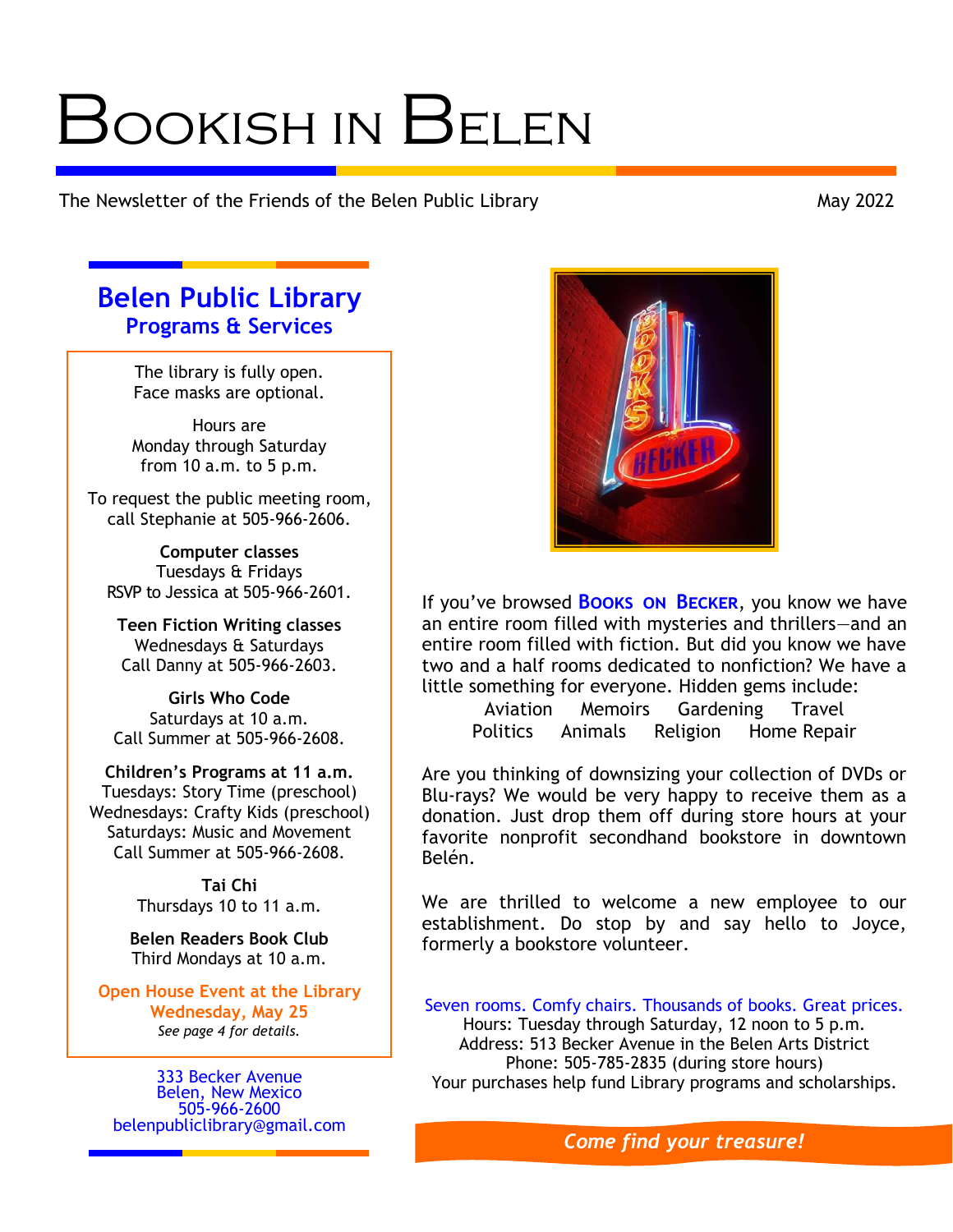# Bookish in Belen

The Newsletter of the Friends of the Belen Public Library

May 2022

## Belen Public Library
### Programs & Services

The library is fully open.
Face masks are optional.

Hours are
Monday through Saturday
from 10 a.m. to 5 p.m.

To request the public meeting room, call Stephanie at 505-966-2606.

**Computer classes**
Tuesdays & Fridays
RSVP to Jessica at 505-966-2601.

**Teen Fiction Writing classes**
Wednesdays & Saturdays
Call Danny at 505-966-2603.

**Girls Who Code**
Saturdays at 10 a.m.
Call Summer at 505-966-2608.

**Children's Programs at 11 a.m.**
Tuesdays: Story Time (preschool)
Wednesdays: Crafty Kids (preschool)
Saturdays: Music and Movement
Call Summer at 505-966-2608.

**Tai Chi**
Thursdays 10 to 11 a.m.

**Belen Readers Book Club**
Third Mondays at 10 a.m.

**Open House Event at the Library**
**Wednesday, May 25**
*See page 4 for details.*

333 Becker Avenue
Belen, New Mexico
505-966-2600
belenpubliclibrary@gmail.com

If you've browsed **Books on Becker**, you know we have an entire room filled with mysteries and thrillers—and an entire room filled with fiction. But did you know we have two and a half rooms dedicated to nonfiction? We have a little something for everyone. Hidden gems include:

Aviation, Memoirs, Gardening, Travel
Politics, Animals, Religion, Home Repair

Are you thinking of downsizing your collection of DVDs or Blu-rays? We would be very happy to receive them as a donation. Just drop them off during store hours at your favorite nonprofit secondhand bookstore in downtown Belén.

We are thrilled to welcome a new employee to our establishment. Do stop by and say hello to Joyce, formerly a bookstore volunteer.

Seven rooms. Comfy chairs. Thousands of books. Great prices.
Hours: Tuesday through Saturday, 12 noon to 5 p.m.
Address: 513 Becker Avenue in the Belen Arts District
Phone: 505-785-2835 (during store hours)
Your purchases help fund Library programs and scholarships.

***Come find your treasure!***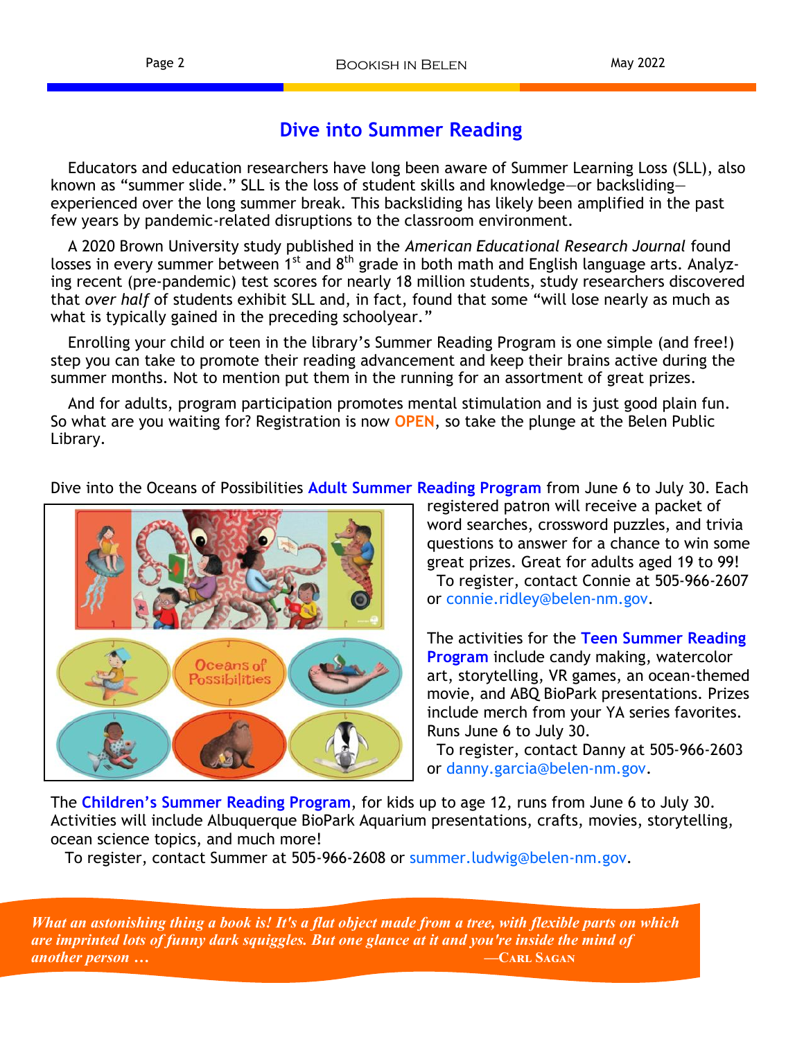# Dive into Summer Reading

Educators and education researchers have long been aware of Summer Learning Loss (SLL), also known as “summer slide.” SLL is the loss of student skills and knowledge—or backsliding—experienced over the long summer break. This backsliding has likely been amplified in the past few years by pandemic-related disruptions to the classroom environment.

A 2020 Brown University study published in the *American Educational Research Journal* found losses in every summer between 1st and 8th grade in both math and English language arts. Analyzing recent (pre-pandemic) test scores for nearly 18 million students, study researchers discovered that *over half* of students exhibit SLL and, in fact, found that some “will lose nearly as much as what is typically gained in the preceding schoolyear.”

Enrolling your child or teen in the library’s Summer Reading Program is one simple (and free!) step you can take to promote their reading advancement and keep their brains active during the summer months. Not to mention put them in the running for an assortment of great prizes.

And for adults, program participation promotes mental stimulation and is just good plain fun. So what are you waiting for? Registration is now **OPEN**, so take the plunge at the Belen Public Library.

Dive into the Oceans of Possibilities **Adult Summer Reading Program** from June 6 to July 30. Each registered patron will receive a packet of word searches, crossword puzzles, and trivia questions to answer for a chance to win some great prizes. Great for adults aged 19 to 99!

To register, contact Connie at 505-966-2607 or connie.ridley@belen-nm.gov.

The activities for the **Teen Summer Reading Program** include candy making, watercolor art, storytelling, VR games, an ocean-themed movie, and ABQ BioPark presentations. Prizes include merch from your YA series favorites. Runs June 6 to July 30.

To register, contact Danny at 505-966-2603 or danny.garcia@belen-nm.gov.

The **Children’s Summer Reading Program**, for kids up to age 12, runs from June 6 to July 30. Activities will include Albuquerque BioPark Aquarium presentations, crafts, movies, storytelling, ocean science topics, and much more!

To register, contact Summer at 505-966-2608 or summer.ludwig@belen-nm.gov.

*What an astonishing thing a book is! It's a flat object made from a tree, with flexible parts on which are imprinted lots of funny dark squiggles. But one glance at it and you're inside the mind of another person …*

—Carl Sagan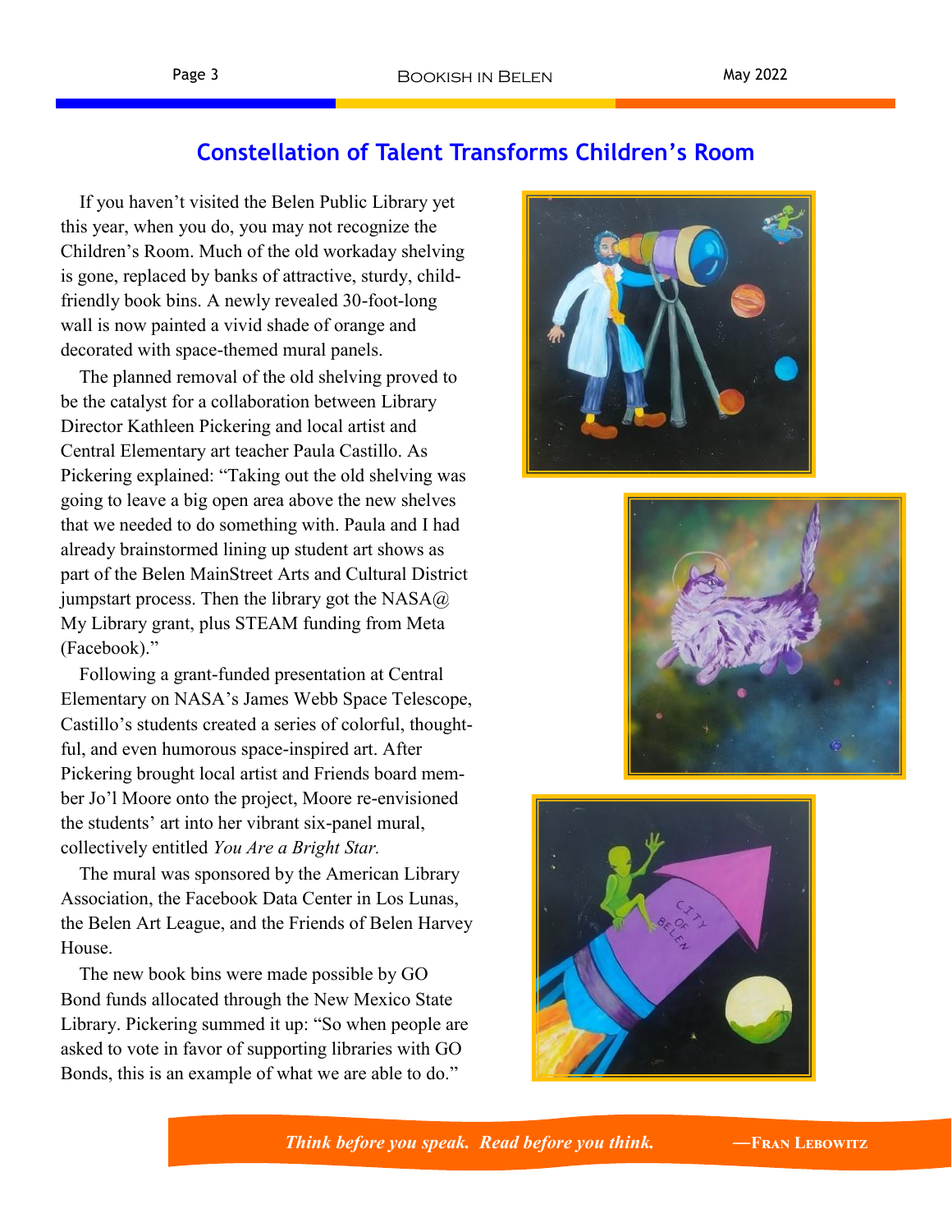## Constellation of Talent Transforms Children's Room

If you haven't visited the Belen Public Library yet this year, when you do, you may not recognize the Children's Room. Much of the old workaday shelving is gone, replaced by banks of attractive, sturdy, child-friendly book bins. A newly revealed 30-foot-long wall is now painted a vivid shade of orange and decorated with space-themed mural panels.

The planned removal of the old shelving proved to be the catalyst for a collaboration between Library Director Kathleen Pickering and local artist and Central Elementary art teacher Paula Castillo. As Pickering explained: "Taking out the old shelving was going to leave a big open area above the new shelves that we needed to do something with. Paula and I had already brainstormed lining up student art shows as part of the Belen MainStreet Arts and Cultural District jumpstart process. Then the library got the NASA@ My Library grant, plus STEAM funding from Meta (Facebook)."

Following a grant-funded presentation at Central Elementary on NASA's James Webb Space Telescope, Castillo's students created a series of colorful, thoughtful, and even humorous space-inspired art. After Pickering brought local artist and Friends board member Jo'l Moore onto the project, Moore re-envisioned the students' art into her vibrant six-panel mural, collectively entitled *You Are a Bright Star.*

The mural was sponsored by the American Library Association, the Facebook Data Center in Los Lunas, the Belen Art League, and the Friends of Belen Harvey House.

The new book bins were made possible by GO Bond funds allocated through the New Mexico State Library. Pickering summed it up: "So when people are asked to vote in favor of supporting libraries with GO Bonds, this is an example of what we are able to do."

*Think before you speak. Read before you think.* —Fran Lebowitz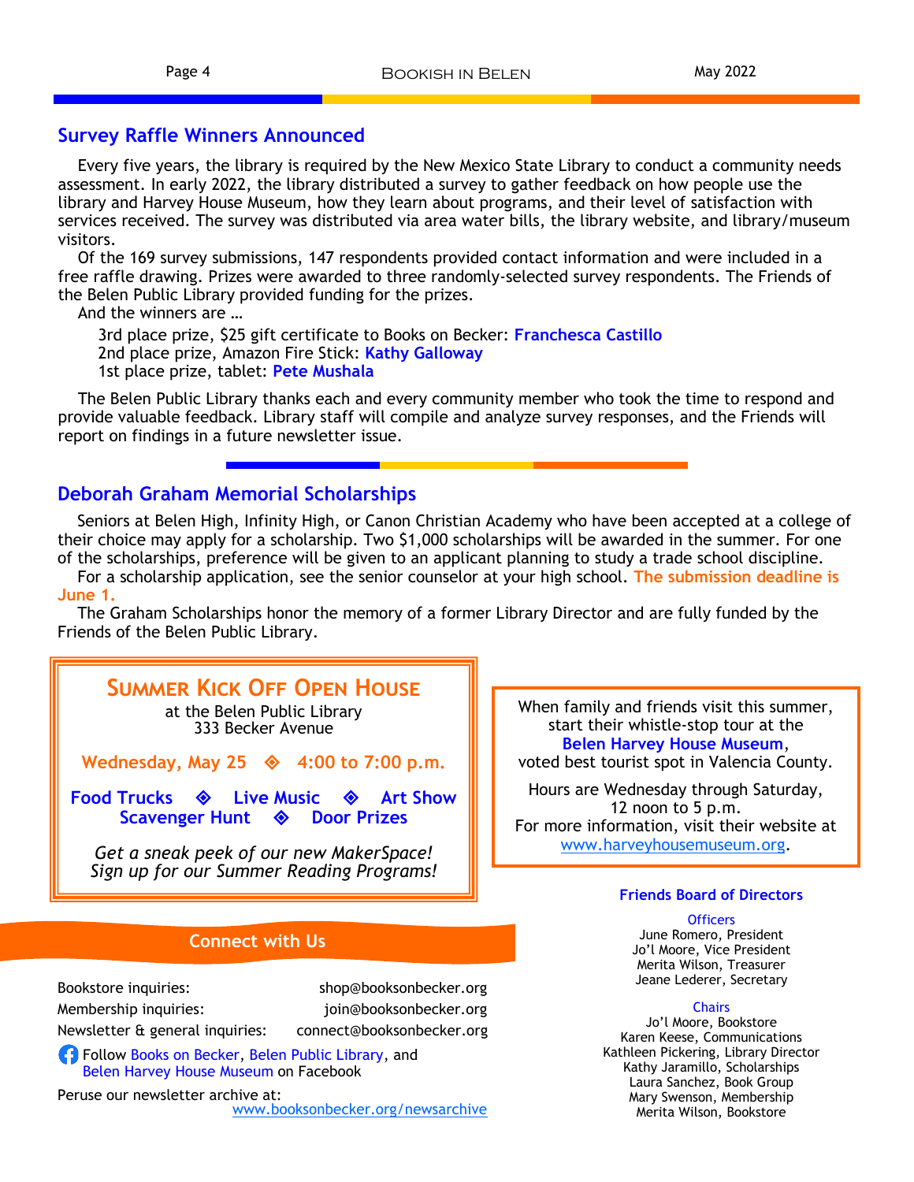## Survey Raffle Winners Announced

Every five years, the library is required by the New Mexico State Library to conduct a community needs assessment. In early 2022, the library distributed a survey to gather feedback on how people use the library and Harvey House Museum, how they learn about programs, and their level of satisfaction with services received. The survey was distributed via area water bills, the library website, and library/museum visitors.

Of the 169 survey submissions, 147 respondents provided contact information and were included in a free raffle drawing. Prizes were awarded to three randomly-selected survey respondents. The Friends of the Belen Public Library provided funding for the prizes.

And the winners are …

3rd place prize, $25 gift certificate to Books on Becker: **Franchesca Castillo**
2nd place prize, Amazon Fire Stick: **Kathy Galloway**
1st place prize, tablet: **Pete Mushala**

The Belen Public Library thanks each and every community member who took the time to respond and provide valuable feedback. Library staff will compile and analyze survey responses, and the Friends will report on findings in a future newsletter issue.

## Deborah Graham Memorial Scholarships

Seniors at Belen High, Infinity High, or Canon Christian Academy who have been accepted at a college of their choice may apply for a scholarship. Two $1,000 scholarships will be awarded in the summer. For one of the scholarships, preference will be given to an applicant planning to study a trade school discipline.

For a scholarship application, see the senior counselor at your high school. **The submission deadline is June 1.**

The Graham Scholarships honor the memory of a former Library Director and are fully funded by the Friends of the Belen Public Library.

## Summer Kick Off Open House

at the Belen Public Library
333 Becker Avenue

**Wednesday, May 25 ◈ 4:00 to 7:00 p.m.**

**Food Trucks ◈ Live Music ◈ Art Show**
**Scavenger Hunt ◈ Door Prizes**

*Get a sneak peek of our new MakerSpace!*
*Sign up for our Summer Reading Programs!*

When family and friends visit this summer, start their whistle-stop tour at the **Belen Harvey House Museum**, voted best tourist spot in Valencia County.

Hours are Wednesday through Saturday, 12 noon to 5 p.m.
For more information, visit their website at www.harveyhousemuseum.org.

## Connect with Us

| | |
|---|---|
| Bookstore inquiries: | shop@booksonbecker.org |
| Membership inquiries: | join@booksonbecker.org |
| Newsletter & general inquiries: | connect@booksonbecker.org |

Follow Books on Becker, Belen Public Library, and Belen Harvey House Museum on Facebook

Peruse our newsletter archive at:
www.booksonbecker.org/newsarchive

### Friends Board of Directors

**Officers**

June Romero, President
Jo'l Moore, Vice President
Merita Wilson, Treasurer
Jeane Lederer, Secretary

**Chairs**

Jo'l Moore, Bookstore
Karen Keese, Communications
Kathleen Pickering, Library Director
Kathy Jaramillo, Scholarships
Laura Sanchez, Book Group
Mary Swenson, Membership
Merita Wilson, Bookstore